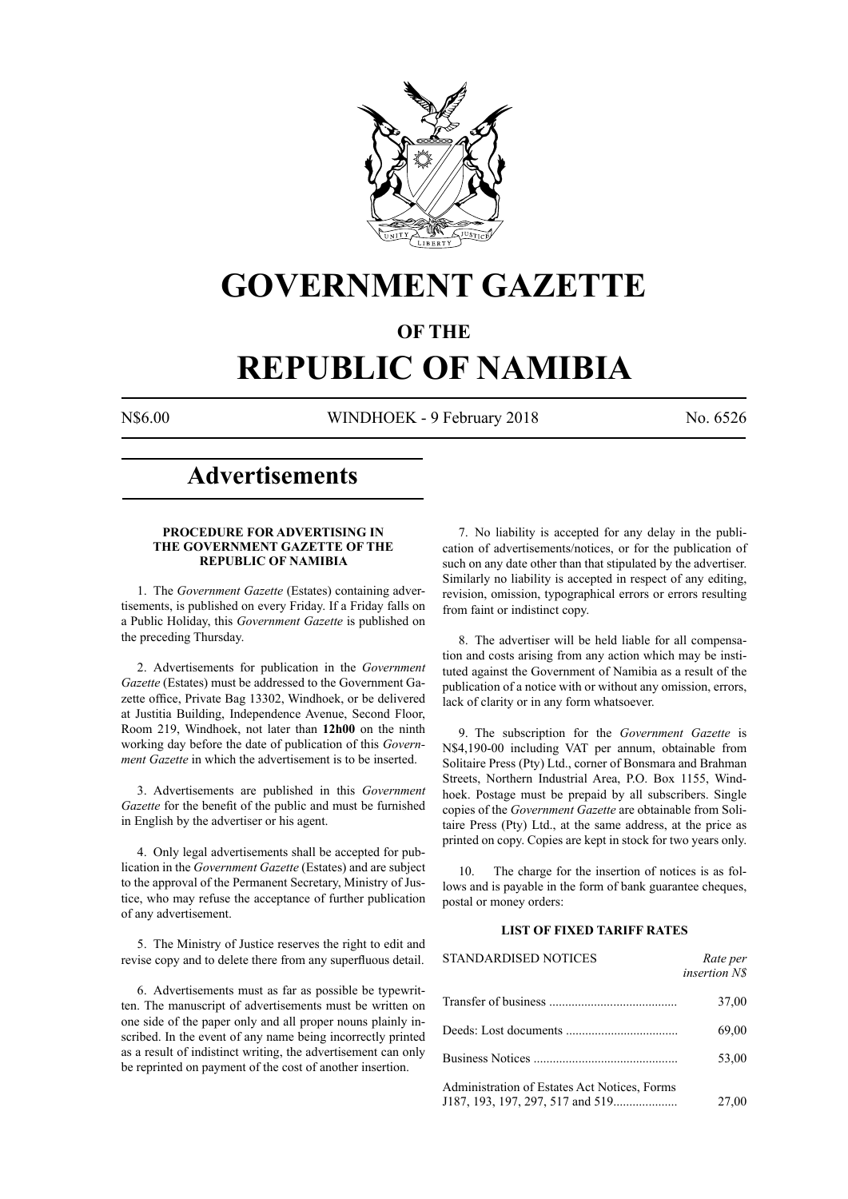# GOVERNMENT GAZETTE

## OF THE

# REPUBLIC OF NAMIBIA

N$6.00 WINDHOEK - 9 February 2018 No. 6526

## Advertisements

### PROCEDURE FOR ADVERTISING IN THE GOVERNMENT GAZETTE OF THE REPUBLIC OF NAMIBIA

1. The *Government Gazette* (Estates) containing advertisements, is published on every Friday. If a Friday falls on a Public Holiday, this *Government Gazette* is published on the preceding Thursday.

2. Advertisements for publication in the *Government Gazette* (Estates) must be addressed to the Government Gazette office, Private Bag 13302, Windhoek, or be delivered at Justitia Building, Independence Avenue, Second Floor, Room 219, Windhoek, not later than **12h00** on the ninth working day before the date of publication of this *Government Gazette* in which the advertisement is to be inserted.

3. Advertisements are published in this *Government Gazette* for the benefit of the public and must be furnished in English by the advertiser or his agent.

4. Only legal advertisements shall be accepted for publication in the *Government Gazette* (Estates) and are subject to the approval of the Permanent Secretary, Ministry of Justice, who may refuse the acceptance of further publication of any advertisement.

5. The Ministry of Justice reserves the right to edit and revise copy and to delete there from any superfluous detail.

6. Advertisements must as far as possible be typewritten. The manuscript of advertisements must be written on one side of the paper only and all proper nouns plainly inscribed. In the event of any name being incorrectly printed as a result of indistinct writing, the advertisement can only be reprinted on payment of the cost of another insertion.

7. No liability is accepted for any delay in the publication of advertisements/notices, or for the publication of such on any date other than that stipulated by the advertiser. Similarly no liability is accepted in respect of any editing, revision, omission, typographical errors or errors resulting from faint or indistinct copy.

8. The advertiser will be held liable for all compensation and costs arising from any action which may be instituted against the Government of Namibia as a result of the publication of a notice with or without any omission, errors, lack of clarity or in any form whatsoever.

9. The subscription for the *Government Gazette* is N$4,190-00 including VAT per annum, obtainable from Solitaire Press (Pty) Ltd., corner of Bonsmara and Brahman Streets, Northern Industrial Area, P.O. Box 1155, Windhoek. Postage must be prepaid by all subscribers. Single copies of the *Government Gazette* are obtainable from Solitaire Press (Pty) Ltd., at the same address, at the price as printed on copy. Copies are kept in stock for two years only.

10. The charge for the insertion of notices is as follows and is payable in the form of bank guarantee cheques, postal or money orders:

### LIST OF FIXED TARIFF RATES

| STANDARDISED NOTICES | *Rate per insertion N$* |
|---|---|
| Transfer of business | 37,00 |
| Deeds: Lost documents | 69,00 |
| Business Notices | 53,00 |
| Administration of Estates Act Notices, Forms J187, 193, 197, 297, 517 and 519 | 27,00 |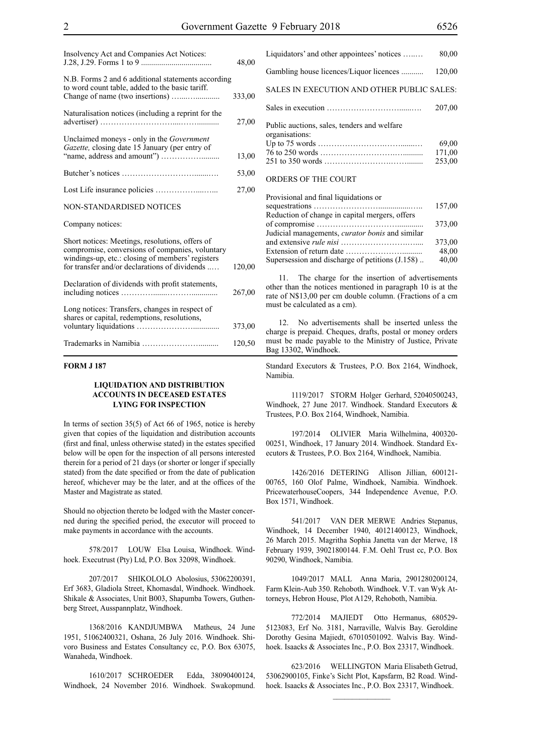| | |
|---|---|
| Insolvency Act and Companies Act Notices: J.28, J.29. Forms 1 to 9 | 48,00 |
| N.B. Forms 2 and 6 additional statements according to word count table, added to the basic tariff. Change of name (two insertions) | 333,00 |
| Naturalisation notices (including a reprint for the advertiser) | 27,00 |
| Unclaimed moneys - only in the *Government Gazette,* closing date 15 January (per entry of "name, address and amount") | 13,00 |
| Butcher's notices | 53,00 |
| Lost Life insurance policies | 27,00 |
| NON-STANDARDISED NOTICES | |
| Company notices: | |
| Short notices: Meetings, resolutions, offers of compromise, conversions of companies, voluntary windings-up, etc.: closing of members' registers for transfer and/or declarations of dividends | 120,00 |
| Declaration of dividends with profit statements, including notices | 267,00 |
| Long notices: Transfers, changes in respect of shares or capital, redemptions, resolutions, voluntary liquidations | 373,00 |
| Trademarks in Namibia | 120,50 |
| Liquidators' and other appointees' notices | 80,00 |
| Gambling house licences/Liquor licences | 120,00 |
| SALES IN EXECUTION AND OTHER PUBLIC SALES: | |
| Sales in execution | 207,00 |
| Public auctions, sales, tenders and welfare organisations: | |
| Up to 75 words | 69,00 |
| 76 to 250 words | 171,00 |
| 251 to 350 words | 253,00 |
| ORDERS OF THE COURT | |
| Provisional and final liquidations or sequestrations | 157,00 |
| Reduction of change in capital mergers, offers of compromise | 373,00 |
| Judicial managements, *curator bonis* and similar and extensive *rule nisi* | 373,00 |
| Extension of return date | 48,00 |
| Supersession and discharge of petitions (J.158) | 40,00 |

11. The charge for the insertion of advertisements other than the notices mentioned in paragraph 10 is at the rate of N$13,00 per cm double column. (Fractions of a cm must be calculated as a cm).

12. No advertisements shall be inserted unless the charge is prepaid. Cheques, drafts, postal or money orders must be made payable to the Ministry of Justice, Private Bag 13302, Windhoek.

**FORM J 187**

**LIQUIDATION AND DISTRIBUTION ACCOUNTS IN DECEASED ESTATES LYING FOR INSPECTION**

In terms of section 35(5) of Act 66 of 1965, notice is hereby given that copies of the liquidation and distribution accounts (first and final, unless otherwise stated) in the estates specified below will be open for the inspection of all persons interested therein for a period of 21 days (or shorter or longer if specially stated) from the date specified or from the date of publication hereof, whichever may be the later, and at the offices of the Master and Magistrate as stated.

Should no objection thereto be lodged with the Master concerned during the specified period, the executor will proceed to make payments in accordance with the accounts.

578/2017 LOUW Elsa Louisa, Windhoek. Windhoek. Executrust (Pty) Ltd, P.O. Box 32098, Windhoek.

207/2017 SHIKOLOLO Abolosius, 53062200391, Erf 3683, Gladiola Street, Khomasdal, Windhoek. Windhoek. Shikale & Associates, Unit B003, Shapumba Towers, Guthenberg Street, Ausspannplatz, Windhoek.

1368/2016 KANDJUMBWA Matheus, 24 June 1951, 51062400321, Oshana, 26 July 2016. Windhoek. Shivoro Business and Estates Consultancy cc, P.O. Box 63075, Wanaheda, Windhoek.

1610/2017 SCHROEDER Edda, 38090400124, Windhoek, 24 November 2016. Windhoek. Swakopmund. Standard Executors & Trustees, P.O. Box 2164, Windhoek, Namibia.

1119/2017 STORM Holger Gerhard, 52040500243, Windhoek, 27 June 2017. Windhoek. Standard Executors & Trustees, P.O. Box 2164, Windhoek, Namibia.

197/2014 OLIVIER Maria Wilhelmina, 400320-00251, Windhoek, 17 January 2014. Windhoek. Standard Executors & Trustees, P.O. Box 2164, Windhoek, Namibia.

1426/2016 DETERING Allison Jillian, 600121-00765, 160 Olof Palme, Windhoek, Namibia. Windhoek. PricewaterhouseCoopers, 344 Independence Avenue, P.O. Box 1571, Windhoek.

541/2017 VAN DER MERWE Andries Stepanus, Windhoek, 14 December 1940, 40121400123, Windhoek, 26 March 2015. Magritha Sophia Janetta van der Merwe, 18 February 1939, 39021800144. F.M. Oehl Trust cc, P.O. Box 90290, Windhoek, Namibia.

1049/2017 MALL Anna Maria, 2901280200124, Farm Klein-Aub 350. Rehoboth. Windhoek. V.T. van Wyk Attorneys, Hebron House, Plot A129, Rehoboth, Namibia.

772/2014 MAJIEDT Otto Hermanus, 680529-5123083, Erf No. 3181, Narraville, Walvis Bay. Geroldine Dorothy Gesina Majiedt, 67010501092. Walvis Bay. Windhoek. Isaacks & Associates Inc., P.O. Box 23317, Windhoek.

623/2016 WELLINGTON Maria Elisabeth Getrud, 53062900105, Finke's Sicht Plot, Kapsfarm, B2 Road. Windhoek. Isaacks & Associates Inc., P.O. Box 23317, Windhoek.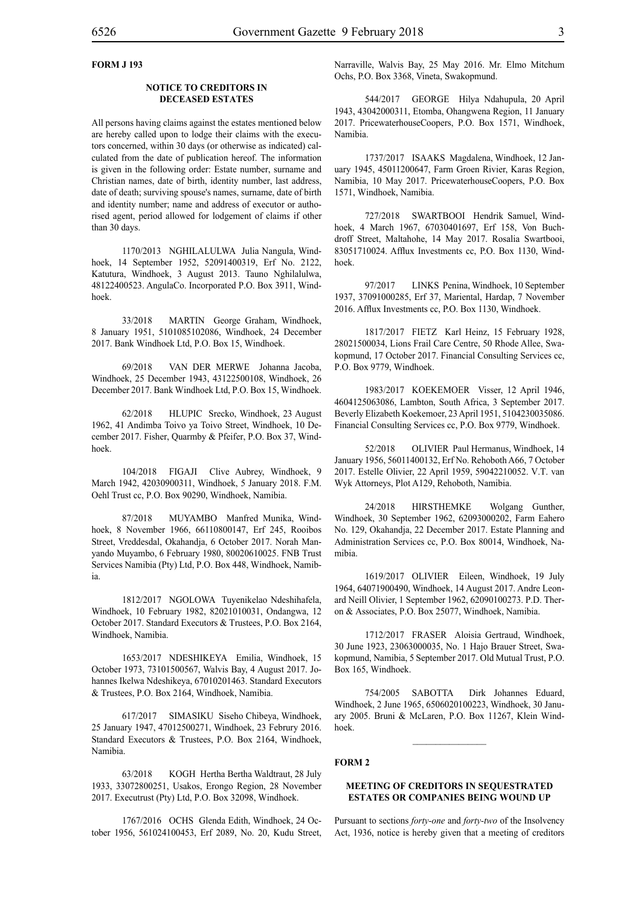**FORM J 193**

**NOTICE TO CREDITORS IN DECEASED ESTATES**

All persons having claims against the estates mentioned below are hereby called upon to lodge their claims with the executors concerned, within 30 days (or otherwise as indicated) calculated from the date of publication hereof. The information is given in the following order: Estate number, surname and Christian names, date of birth, identity number, last address, date of death; surviving spouse's names, surname, date of birth and identity number; name and address of executor or authorised agent, period allowed for lodgement of claims if other than 30 days.

1170/2013 NGHILALULWA Julia Nangula, Windhoek, 14 September 1952, 52091400319, Erf No. 2122, Katutura, Windhoek, 3 August 2013. Tauno Nghilalulwa, 48122400523. AngulaCo. Incorporated P.O. Box 3911, Windhoek.

33/2018 MARTIN George Graham, Windhoek, 8 January 1951, 5101085102086, Windhoek, 24 December 2017. Bank Windhoek Ltd, P.O. Box 15, Windhoek.

69/2018 VAN DER MERWE Johanna Jacoba, Windhoek, 25 December 1943, 43122500108, Windhoek, 26 December 2017. Bank Windhoek Ltd, P.O. Box 15, Windhoek.

62/2018 HLUPIC Srecko, Windhoek, 23 August 1962, 41 Andimba Toivo ya Toivo Street, Windhoek, 10 December 2017. Fisher, Quarmby & Pfeifer, P.O. Box 37, Windhoek.

104/2018 FIGAJI Clive Aubrey, Windhoek, 9 March 1942, 42030900311, Windhoek, 5 January 2018. F.M. Oehl Trust cc, P.O. Box 90290, Windhoek, Namibia.

87/2018 MUYAMBO Manfred Munika, Windhoek, 8 November 1966, 66110800147, Erf 245, Rooibos Street, Vreddesdal, Okahandja, 6 October 2017. Norah Manyando Muyambo, 6 February 1980, 80020610025. FNB Trust Services Namibia (Pty) Ltd, P.O. Box 448, Windhoek, Namibia.

1812/2017 NGOLOWA Tuyenikelao Ndeshihafela, Windhoek, 10 February 1982, 82021010031, Ondangwa, 12 October 2017. Standard Executors & Trustees, P.O. Box 2164, Windhoek, Namibia.

1653/2017 NDESHIKEYA Emilia, Windhoek, 15 October 1973, 73101500567, Walvis Bay, 4 August 2017. Johannes Ikelwa Ndeshikeya, 67010201463. Standard Executors & Trustees, P.O. Box 2164, Windhoek, Namibia.

617/2017 SIMASIKU Siseho Chibeya, Windhoek, 25 January 1947, 47012500271, Windhoek, 23 Februry 2016. Standard Executors & Trustees, P.O. Box 2164, Windhoek, Namibia.

63/2018 KOGH Hertha Bertha Waldtraut, 28 July 1933, 33072800251, Usakos, Erongo Region, 28 November 2017. Executrust (Pty) Ltd, P.O. Box 32098, Windhoek.

1767/2016 OCHS Glenda Edith, Windhoek, 24 October 1956, 561024100453, Erf 2089, No. 20, Kudu Street, Narraville, Walvis Bay, 25 May 2016. Mr. Elmo Mitchum Ochs, P.O. Box 3368, Vineta, Swakopmund.

544/2017 GEORGE Hilya Ndahupula, 20 April 1943, 43042000311, Etomba, Ohangwena Region, 11 January 2017. PricewaterhouseCoopers, P.O. Box 1571, Windhoek, Namibia.

1737/2017 ISAAKS Magdalena, Windhoek, 12 January 1945, 45011200647, Farm Groen Rivier, Karas Region, Namibia, 10 May 2017. PricewaterhouseCoopers, P.O. Box 1571, Windhoek, Namibia.

727/2018 SWARTBOOI Hendrik Samuel, Windhoek, 4 March 1967, 67030401697, Erf 158, Von Buchdroff Street, Maltahohe, 14 May 2017. Rosalia Swartbooi, 83051710024. Afflux Investments cc, P.O. Box 1130, Windhoek.

97/2017 LINKS Penina, Windhoek, 10 September 1937, 37091000285, Erf 37, Mariental, Hardap, 7 November 2016. Afflux Investments cc, P.O. Box 1130, Windhoek.

1817/2017 FIETZ Karl Heinz, 15 February 1928, 28021500034, Lions Frail Care Centre, 50 Rhode Allee, Swakopmund, 17 October 2017. Financial Consulting Services cc, P.O. Box 9779, Windhoek.

1983/2017 KOEKEMOER Visser, 12 April 1946, 4604125063086, Lambton, South Africa, 3 September 2017. Beverly Elizabeth Koekemoer, 23 April 1951, 5104230035086. Financial Consulting Services cc, P.O. Box 9779, Windhoek.

52/2018 OLIVIER Paul Hermanus, Windhoek, 14 January 1956, 56011400132, Erf No. Rehoboth A66, 7 October 2017. Estelle Olivier, 22 April 1959, 59042210052. V.T. van Wyk Attorneys, Plot A129, Rehoboth, Namibia.

24/2018 HIRSTHEMKE Wolgang Gunther, Windhoek, 30 September 1962, 62093000202, Farm Eahero No. 129, Okahandja, 22 December 2017. Estate Planning and Administration Services cc, P.O. Box 80014, Windhoek, Namibia.

1619/2017 OLIVIER Eileen, Windhoek, 19 July 1964, 64071900490, Windhoek, 14 August 2017. Andre Leonard Neill Olivier, 1 September 1962, 62090100273. P.D. Theron & Associates, P.O. Box 25077, Windhoek, Namibia.

1712/2017 FRASER Aloisia Gertraud, Windhoek, 30 June 1923, 23063000035, No. 1 Hajo Brauer Street, Swakopmund, Namibia, 5 September 2017. Old Mutual Trust, P.O. Box 165, Windhoek.

754/2005 SABOTTA Dirk Johannes Eduard, Windhoek, 2 June 1965, 6506020100223, Windhoek, 30 January 2005. Bruni & McLaren, P.O. Box 11267, Klein Windhoek.

---

**FORM 2**

**MEETING OF CREDITORS IN SEQUESTRATED ESTATES OR COMPANIES BEING WOUND UP**

Pursuant to sections *forty-one* and *forty-two* of the Insolvency Act, 1936, notice is hereby given that a meeting of creditors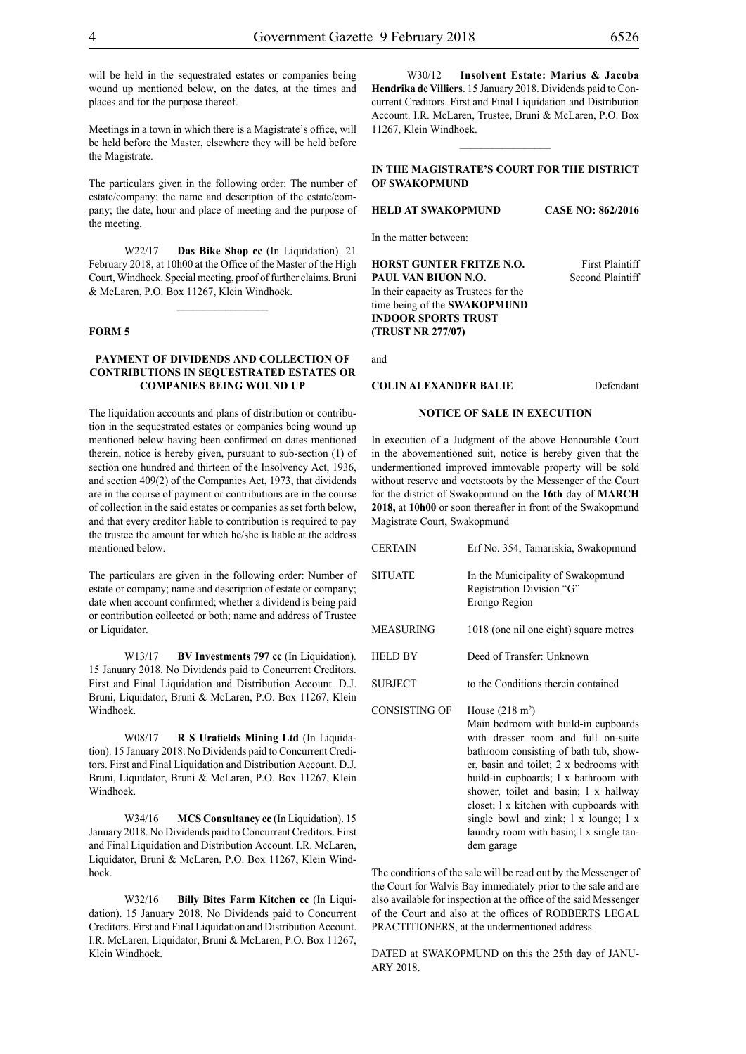will be held in the sequestrated estates or companies being wound up mentioned below, on the dates, at the times and places and for the purpose thereof.

Meetings in a town in which there is a Magistrate's office, will be held before the Master, elsewhere they will be held before the Magistrate.

The particulars given in the following order: The number of estate/company; the name and description of the estate/company; the date, hour and place of meeting and the purpose of the meeting.

W22/17 **Das Bike Shop cc** (In Liquidation). 21 February 2018, at 10h00 at the Office of the Master of the High Court, Windhoek. Special meeting, proof of further claims. Bruni & McLaren, P.O. Box 11267, Klein Windhoek.

---

**FORM 5**

**PAYMENT OF DIVIDENDS AND COLLECTION OF CONTRIBUTIONS IN SEQUESTRATED ESTATES OR COMPANIES BEING WOUND UP**

The liquidation accounts and plans of distribution or contribution in the sequestrated estates or companies being wound up mentioned below having been confirmed on dates mentioned therein, notice is hereby given, pursuant to sub-section (1) of section one hundred and thirteen of the Insolvency Act, 1936, and section 409(2) of the Companies Act, 1973, that dividends are in the course of payment or contributions are in the course of collection in the said estates or companies as set forth below, and that every creditor liable to contribution is required to pay the trustee the amount for which he/she is liable at the address mentioned below.

The particulars are given in the following order: Number of estate or company; name and description of estate or company; date when account confirmed; whether a dividend is being paid or contribution collected or both; name and address of Trustee or Liquidator.

W13/17 **BV Investments 797 cc** (In Liquidation). 15 January 2018. No Dividends paid to Concurrent Creditors. First and Final Liquidation and Distribution Account. D.J. Bruni, Liquidator, Bruni & McLaren, P.O. Box 11267, Klein Windhoek.

W08/17 **R S Urafields Mining Ltd** (In Liquidation). 15 January 2018. No Dividends paid to Concurrent Creditors. First and Final Liquidation and Distribution Account. D.J. Bruni, Liquidator, Bruni & McLaren, P.O. Box 11267, Klein Windhoek.

W34/16 **MCS Consultancy cc** (In Liquidation). 15 January 2018. No Dividends paid to Concurrent Creditors. First and Final Liquidation and Distribution Account. I.R. McLaren, Liquidator, Bruni & McLaren, P.O. Box 11267, Klein Windhoek.

W32/16 **Billy Bites Farm Kitchen cc** (In Liquidation). 15 January 2018. No Dividends paid to Concurrent Creditors. First and Final Liquidation and Distribution Account. I.R. McLaren, Liquidator, Bruni & McLaren, P.O. Box 11267, Klein Windhoek.

W30/12 **Insolvent Estate: Marius & Jacoba Hendrika de Villiers**. 15 January 2018. Dividends paid to Concurrent Creditors. First and Final Liquidation and Distribution Account. I.R. McLaren, Trustee, Bruni & McLaren, P.O. Box 11267, Klein Windhoek.

---

**IN THE MAGISTRATE'S COURT FOR THE DISTRICT OF SWAKOPMUND**

**HELD AT SWAKOPMUND** **CASE NO: 862/2016**

In the matter between:

**HORST GUNTER FRITZE N.O.** First Plaintiff
**PAUL VAN BIUON N.O.** Second Plaintiff
In their capacity as Trustees for the time being of the **SWAKOPMUND INDOOR SPORTS TRUST (TRUST NR 277/07)**

and

**COLIN ALEXANDER BALIE** Defendant

**NOTICE OF SALE IN EXECUTION**

In execution of a Judgment of the above Honourable Court in the abovementioned suit, notice is hereby given that the undermentioned improved immovable property will be sold without reserve and voetstoots by the Messenger of the Court for the district of Swakopmund on the **16th** day of **MARCH 2018,** at **10h00** or soon thereafter in front of the Swakopmund Magistrate Court, Swakopmund

| | |
|---|---|
| CERTAIN | Erf No. 354, Tamariskia, Swakopmund |
| SITUATE | In the Municipality of Swakopmund Registration Division "G" Erongo Region |
| MEASURING | 1018 (one nil one eight) square metres |
| HELD BY | Deed of Transfer: Unknown |
| SUBJECT | to the Conditions therein contained |
| CONSISTING OF | House (218 m$^2$) Main bedroom with build-in cupboards with dresser room and full on-suite bathroom consisting of bath tub, shower, basin and toilet; 2 x bedrooms with build-in cupboards; 1 x bathroom with shower, toilet and basin; 1 x hallway closet; 1 x kitchen with cupboards with single bowl and zink; 1 x lounge; 1 x laundry room with basin; 1 x single tandem garage |

The conditions of the sale will be read out by the Messenger of the Court for Walvis Bay immediately prior to the sale and are also available for inspection at the office of the said Messenger of the Court and also at the offices of ROBBERTS LEGAL PRACTITIONERS, at the undermentioned address.

DATED at SWAKOPMUND on this the 25th day of JANUARY 2018.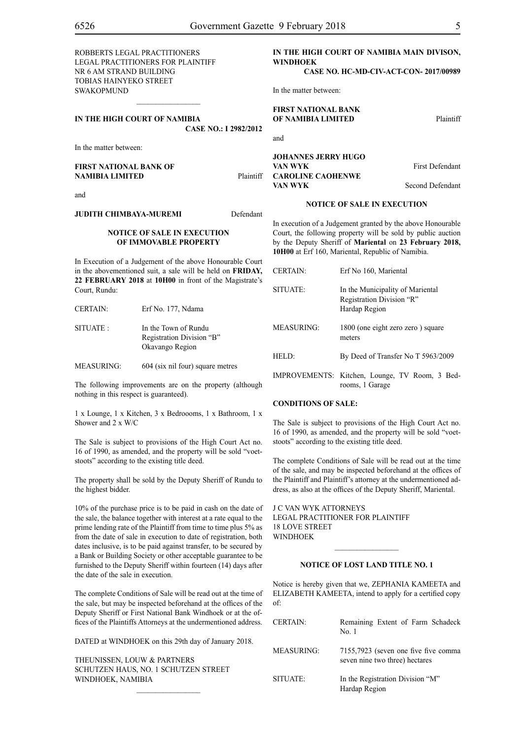ROBBERTS LEGAL PRACTITIONERS
LEGAL PRACTITIONERS FOR PLAINTIFF
NR 6 AM STRAND BUILDING
TOBIAS HAINYEKO STREET
SWAKOPMUND

---

**IN THE HIGH COURT OF NAMIBIA**
**CASE NO.: I 2982/2012**

In the matter between:

**FIRST NATIONAL BANK OF NAMIBIA LIMITED** Plaintiff

and

**JUDITH CHIMBAYA-MUREMI** Defendant

**NOTICE OF SALE IN EXECUTION OF IMMOVABLE PROPERTY**

In Execution of a Judgement of the above Honourable Court in the abovementioned suit, a sale will be held on **FRIDAY, 22 FEBRUARY 2018** at **10H00** in front of the Magistrate's Court, Rundu:

| | |
|---|---|
| CERTAIN: | Erf No. 177, Ndama |
| SITUATE : | In the Town of Rundu<br>Registration Division "B"<br>Okavango Region |
| MEASURING: | 604 (six nil four) square metres |

The following improvements are on the property (although nothing in this respect is guaranteed).

1 x Lounge, 1 x Kitchen, 3 x Bedroooms, 1 x Bathroom, 1 x Shower and 2 x W/C

The Sale is subject to provisions of the High Court Act no. 16 of 1990, as amended, and the property will be sold "voetstoots" according to the existing title deed.

The property shall be sold by the Deputy Sheriff of Rundu to the highest bidder.

10% of the purchase price is to be paid in cash on the date of the sale, the balance together with interest at a rate equal to the prime lending rate of the Plaintiff from time to time plus 5% as from the date of sale in execution to date of registration, both dates inclusive, is to be paid against transfer, to be secured by a Bank or Building Society or other acceptable guarantee to be furnished to the Deputy Sheriff within fourteen (14) days after the date of the sale in execution.

The complete Conditions of Sale will be read out at the time of the sale, but may be inspected beforehand at the offices of the Deputy Sheriff or First National Bank Windhoek or at the offices of the Plaintiffs Attorneys at the undermentioned address.

DATED at WINDHOEK on this 29th day of January 2018.

THEUNISSEN, LOUW & PARTNERS
SCHUTZEN HAUS, NO. 1 SCHUTZEN STREET
WINDHOEK, NAMIBIA

---

**IN THE HIGH COURT OF NAMIBIA MAIN DIVISON, WINDHOEK**
**CASE NO. HC-MD-CIV-ACT-CON- 2017/00989**

In the matter between:

**FIRST NATIONAL BANK OF NAMIBIA LIMITED** Plaintiff

and

**JOHANNES JERRY HUGO VAN WYK** First Defendant
**CAROLINE CAOHENWE VAN WYK** Second Defendant

**NOTICE OF SALE IN EXECUTION**

In execution of a Judgement granted by the above Honourable Court, the following property will be sold by public auction by the Deputy Sheriff of **Mariental** on **23 February 2018, 10H00** at Erf 160, Mariental, Republic of Namibia.

| | |
|---|---|
| CERTAIN: | Erf No 160, Mariental |
| SITUATE: | In the Municipality of Mariental<br>Registration Division "R"<br>Hardap Region |
| MEASURING: | 1800 (one eight zero zero ) square meters |
| HELD: | By Deed of Transfer No T 5963/2009 |
| IMPROVEMENTS: | Kitchen, Lounge, TV Room, 3 Bedrooms, 1 Garage |

**CONDITIONS OF SALE:**

The Sale is subject to provisions of the High Court Act no. 16 of 1990, as amended, and the property will be sold "voetstoots" according to the existing title deed.

The complete Conditions of Sale will be read out at the time of the sale, and may be inspected beforehand at the offices of the Plaintiff and Plaintiff's attorney at the undermentioned address, as also at the offices of the Deputy Sheriff, Mariental.

J C VAN WYK ATTORNEYS
LEGAL PRACTITIONER FOR PLAINTIFF
18 LOVE STREET
WINDHOEK

---

**NOTICE OF LOST LAND TITLE NO. 1**

Notice is hereby given that we, ZEPHANIA KAMEETA and ELIZABETH KAMEETA, intend to apply for a certified copy of:

| | |
|---|---|
| CERTAIN: | Remaining Extent of Farm Schadeck No. 1 |
| MEASURING: | 7155,7923 (seven one five five comma seven nine two three) hectares |
| SITUATE: | In the Registration Division "M"<br>Hardap Region |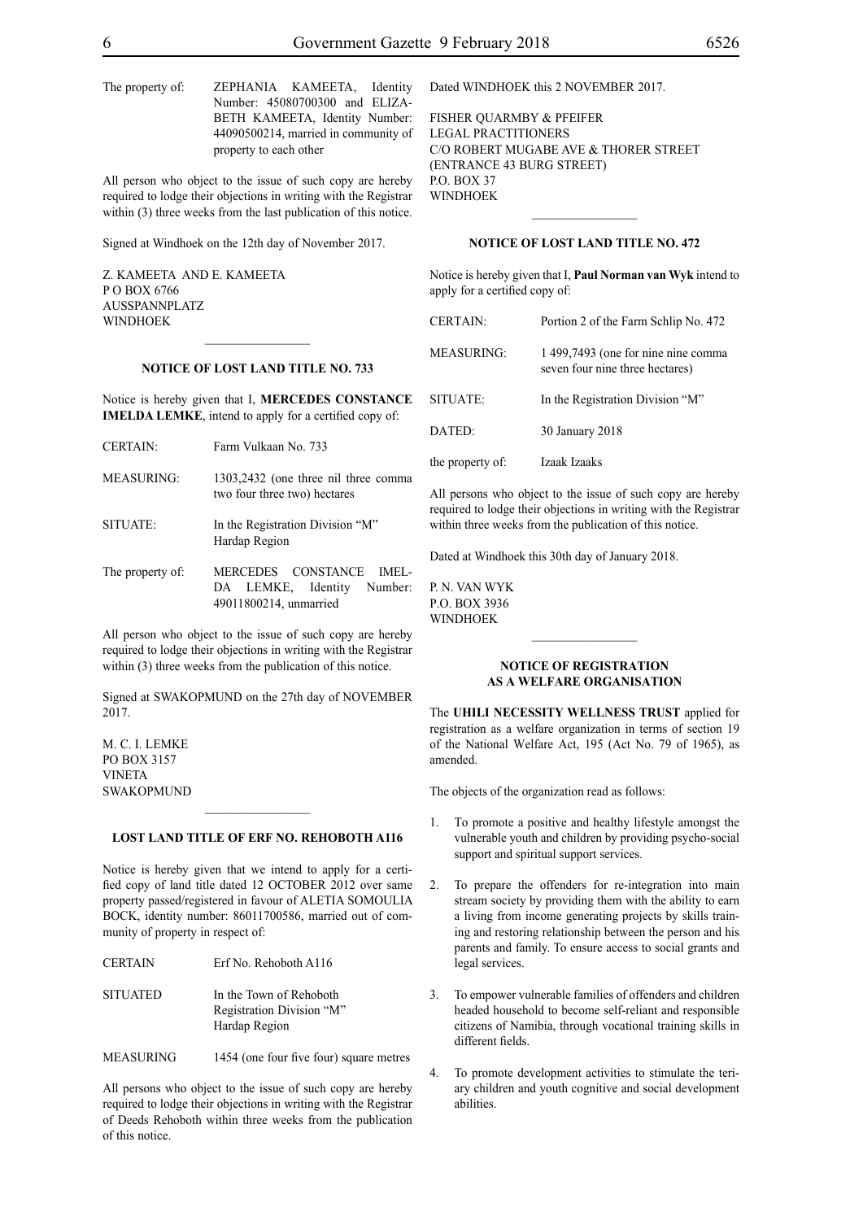| | |
|---|---|
| The property of: | ZEPHANIA KAMEETA, Identity Number: 45080700300 and ELIZABETH KAMEETA, Identity Number: 44090500214, married in community of property to each other |

All person who object to the issue of such copy are hereby required to lodge their objections in writing with the Registrar within (3) three weeks from the last publication of this notice.

Signed at Windhoek on the 12th day of November 2017.

Z. KAMEETA AND E. KAMEETA
P O BOX 6766
AUSSPANNPLATZ
WINDHOEK

## NOTICE OF LOST LAND TITLE NO. 733

Notice is hereby given that I, **MERCEDES CONSTANCE IMELDA LEMKE**, intend to apply for a certified copy of:

| | |
|---|---|
| CERTAIN: | Farm Vulkaan No. 733 |
| MEASURING: | 1303,2432 (one three nil three comma two four three two) hectares |
| SITUATE: | In the Registration Division "M" Hardap Region |
| The property of: | MERCEDES CONSTANCE IMELDA LEMKE, Identity Number: 49011800214, unmarried |

All person who object to the issue of such copy are hereby required to lodge their objections in writing with the Registrar within (3) three weeks from the publication of this notice.

Signed at SWAKOPMUND on the 27th day of NOVEMBER 2017.

M. C. I. LEMKE
PO BOX 3157
VINETA
SWAKOPMUND

## LOST LAND TITLE OF ERF NO. REHOBOTH A116

Notice is hereby given that we intend to apply for a certified copy of land title dated 12 OCTOBER 2012 over same property passed/registered in favour of ALETIA SOMOULIA BOCK, identity number: 86011700586, married out of community of property in respect of:

| | |
|---|---|
| CERTAIN | Erf No. Rehoboth A116 |
| SITUATED | In the Town of Rehoboth Registration Division "M" Hardap Region |
| MEASURING | 1454 (one four five four) square metres |

All persons who object to the issue of such copy are hereby required to lodge their objections in writing with the Registrar of Deeds Rehoboth within three weeks from the publication of this notice.

Dated WINDHOEK this 2 NOVEMBER 2017.

FISHER QUARMBY & PFEIFER
LEGAL PRACTITIONERS
C/O ROBERT MUGABE AVE & THORER STREET
(ENTRANCE 43 BURG STREET)
P.O. BOX 37
WINDHOEK

## NOTICE OF LOST LAND TITLE NO. 472

Notice is hereby given that I, **Paul Norman van Wyk** intend to apply for a certified copy of:

| | |
|---|---|
| CERTAIN: | Portion 2 of the Farm Schlip No. 472 |
| MEASURING: | 1 499,7493 (one for nine nine comma seven four nine three hectares) |
| SITUATE: | In the Registration Division "M" |
| DATED: | 30 January 2018 |
| the property of: | Izaak Izaaks |

All persons who object to the issue of such copy are hereby required to lodge their objections in writing with the Registrar within three weeks from the publication of this notice.

Dated at Windhoek this 30th day of January 2018.

P. N. VAN WYK
P.O. BOX 3936
WINDHOEK

## NOTICE OF REGISTRATION AS A WELFARE ORGANISATION

The **UHILI NECESSITY WELLNESS TRUST** applied for registration as a welfare organization in terms of section 19 of the National Welfare Act, 195 (Act No. 79 of 1965), as amended.

The objects of the organization read as follows:

1. To promote a positive and healthy lifestyle amongst the vulnerable youth and children by providing psycho-social support and spiritual support services.
2. To prepare the offenders for re-integration into main stream society by providing them with the ability to earn a living from income generating projects by skills training and restoring relationship between the person and his parents and family. To ensure access to social grants and legal services.
3. To empower vulnerable families of offenders and children headed household to become self-reliant and responsible citizens of Namibia, through vocational training skills in different fields.
4. To promote development activities to stimulate the teriary children and youth cognitive and social development abilities.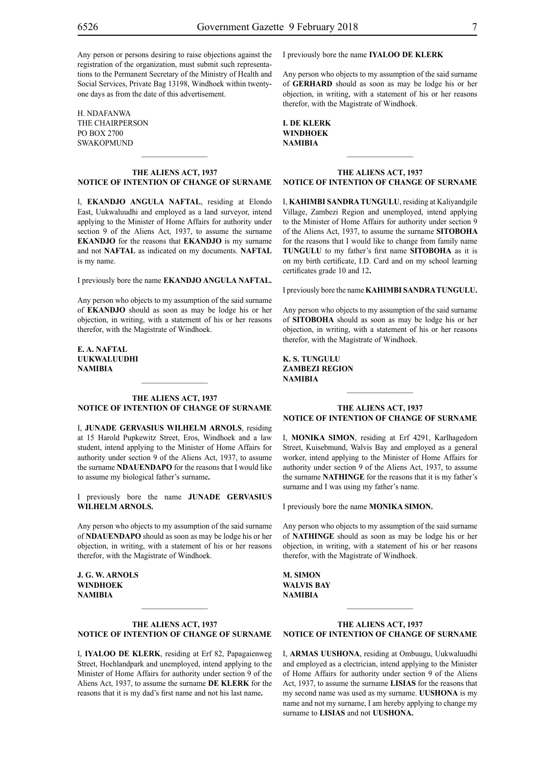Any person or persons desiring to raise objections against the registration of the organization, must submit such representations to the Permanent Secretary of the Ministry of Health and Social Services, Private Bag 13198, Windhoek within twenty-one days as from the date of this advertisement.

H. NDAFANWA
THE CHAIRPERSON
PO BOX 2700
SWAKOPMUND

---

**THE ALIENS ACT, 1937**
**NOTICE OF INTENTION OF CHANGE OF SURNAME**

I, **EKANDJO ANGULA NAFTAL**, residing at Elondo East, Uukwaluudhi and employed as a land surveyor, intend applying to the Minister of Home Affairs for authority under section 9 of the Aliens Act, 1937, to assume the surname **EKANDJO** for the reasons that **EKANDJO** is my surname and not **NAFTAL** as indicated on my documents. **NAFTAL** is my name.

I previously bore the name **EKANDJO ANGULA NAFTAL.**

Any person who objects to my assumption of the said surname of **EKANDJO** should as soon as may be lodge his or her objection, in writing, with a statement of his or her reasons therefor, with the Magistrate of Windhoek.

**E. A. NAFTAL**
**UUKWALUUDHI**
**NAMIBIA**

---

**THE ALIENS ACT, 1937**
**NOTICE OF INTENTION OF CHANGE OF SURNAME**

I, **JUNADE GERVASIUS WILHELM ARNOLS**, residing at 15 Harold Pupkewitz Street, Eros, Windhoek and a law student, intend applying to the Minister of Home Affairs for authority under section 9 of the Aliens Act, 1937, to assume the surname **NDAUENDAPO** for the reasons that I would like to assume my biological father's surname**.**

I previously bore the name **JUNADE GERVASIUS WILHELM ARNOLS.**

Any person who objects to my assumption of the said surname of **NDAUENDAPO** should as soon as may be lodge his or her objection, in writing, with a statement of his or her reasons therefor, with the Magistrate of Windhoek.

**J. G. W. ARNOLS**
**WINDHOEK**
**NAMIBIA**

---

**THE ALIENS ACT, 1937**
**NOTICE OF INTENTION OF CHANGE OF SURNAME**

I, **IYALOO DE KLERK**, residing at Erf 82, Papagaienweg Street, Hochlandpark and unemployed, intend applying to the Minister of Home Affairs for authority under section 9 of the Aliens Act, 1937, to assume the surname **DE KLERK** for the reasons that it is my dad's first name and not his last name**.**

I previously bore the name **IYALOO DE KLERK**

Any person who objects to my assumption of the said surname of **GERHARD** should as soon as may be lodge his or her objection, in writing, with a statement of his or her reasons therefor, with the Magistrate of Windhoek.

**I. DE KLERK**
**WINDHOEK**
**NAMIBIA**

---

**THE ALIENS ACT, 1937**
**NOTICE OF INTENTION OF CHANGE OF SURNAME**

I, **KAHIMBI SANDRA TUNGULU**, residing at Kaliyandgile Village, Zambezi Region and unemployed, intend applying to the Minister of Home Affairs for authority under section 9 of the Aliens Act, 1937, to assume the surname **SITOBOHA** for the reasons that I would like to change from family name **TUNGULU** to my father's first name **SITOBOHA** as it is on my birth certificate, I.D. Card and on my school learning certificates grade 10 and 12**.**

I previously bore the name **KAHIMBI SANDRA TUNGULU.**

Any person who objects to my assumption of the said surname of **SITOBOHA** should as soon as may be lodge his or her objection, in writing, with a statement of his or her reasons therefor, with the Magistrate of Windhoek.

**K. S. TUNGULU**
**ZAMBEZI REGION**
**NAMIBIA**

---

**THE ALIENS ACT, 1937**
**NOTICE OF INTENTION OF CHANGE OF SURNAME**

I, **MONIKA SIMON**, residing at Erf 4291, Karlhagedorn Street, Kuisebmund, Walvis Bay and employed as a general worker, intend applying to the Minister of Home Affairs for authority under section 9 of the Aliens Act, 1937, to assume the surname **NATHINGE** for the reasons that it is my father's surname and I was using my father's name.

I previously bore the name **MONIKA SIMON.**

Any person who objects to my assumption of the said surname of **NATHINGE** should as soon as may be lodge his or her objection, in writing, with a statement of his or her reasons therefor, with the Magistrate of Windhoek.

**M. SIMON**
**WALVIS BAY**
**NAMIBIA**

---

**THE ALIENS ACT, 1937**
**NOTICE OF INTENTION OF CHANGE OF SURNAME**

I, **ARMAS UUSHONA**, residing at Ombuugu, Uukwaluudhi and employed as a electrician, intend applying to the Minister of Home Affairs for authority under section 9 of the Aliens Act, 1937, to assume the surname **LISIAS** for the reasons that my second name was used as my surname. **UUSHONA** is my name and not my surname, I am hereby applying to change my surname to **LISIAS** and not **UUSHONA.**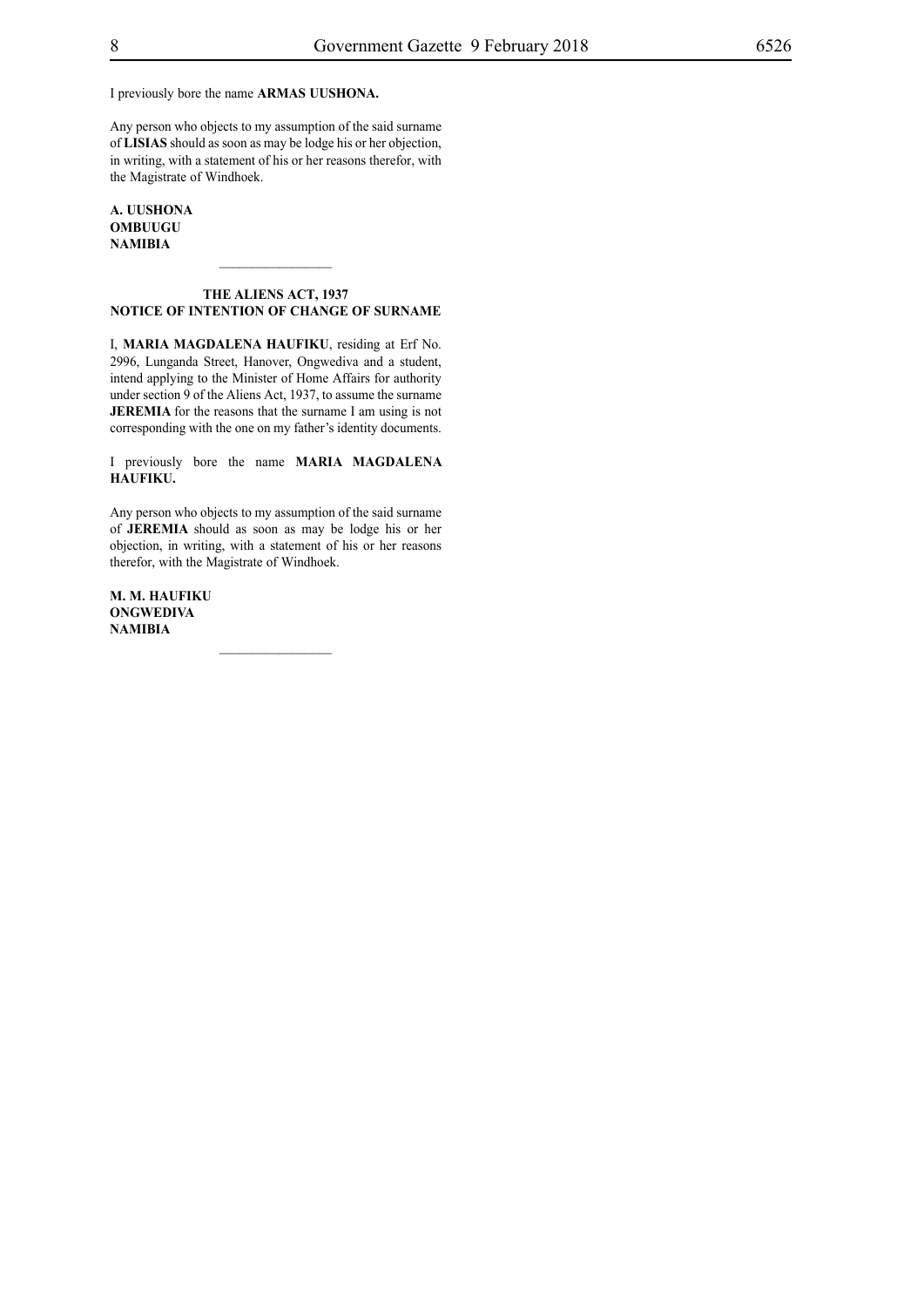I previously bore the name **ARMAS UUSHONA.**

Any person who objects to my assumption of the said surname of **LISIAS** should as soon as may be lodge his or her objection, in writing, with a statement of his or her reasons therefor, with the Magistrate of Windhoek.

**A. UUSHONA**
**OMBUUGU**
**NAMIBIA**

---

**THE ALIENS ACT, 1937**
**NOTICE OF INTENTION OF CHANGE OF SURNAME**

I, **MARIA MAGDALENA HAUFIKU**, residing at Erf No. 2996, Lunganda Street, Hanover, Ongwediva and a student, intend applying to the Minister of Home Affairs for authority under section 9 of the Aliens Act, 1937, to assume the surname **JEREMIA** for the reasons that the surname I am using is not corresponding with the one on my father's identity documents.

I previously bore the name **MARIA MAGDALENA HAUFIKU.**

Any person who objects to my assumption of the said surname of **JEREMIA** should as soon as may be lodge his or her objection, in writing, with a statement of his or her reasons therefor, with the Magistrate of Windhoek.

**M. M. HAUFIKU**
**ONGWEDIVA**
**NAMIBIA**

---